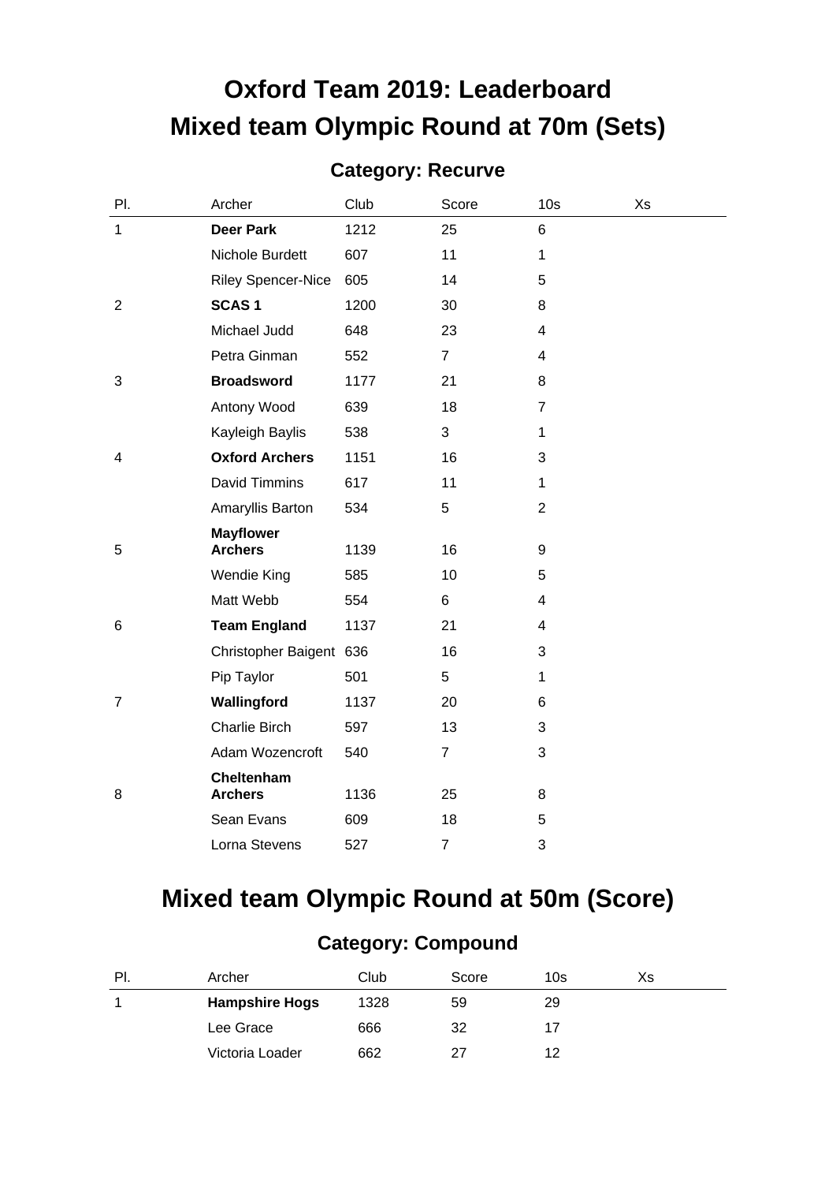# Oxford Team 2019: Leaderboard

# Mixed team Olympic Round at 70m (Sets)

## Category: Recurve

| Pl. | Archer | Club | Score | 10s | Xs |
|---|---|---|---|---|---|
| 1 | **Deer Park** | 1212 | 25 | 6 | |
| | Nichole Burdett | 607 | 11 | 1 | |
| | Riley Spencer-Nice | 605 | 14 | 5 | |
| 2 | **SCAS 1** | 1200 | 30 | 8 | |
| | Michael Judd | 648 | 23 | 4 | |
| | Petra Ginman | 552 | 7 | 4 | |
| 3 | **Broadsword** | 1177 | 21 | 8 | |
| | Antony Wood | 639 | 18 | 7 | |
| | Kayleigh Baylis | 538 | 3 | 1 | |
| 4 | **Oxford Archers** | 1151 | 16 | 3 | |
| | David Timmins | 617 | 11 | 1 | |
| | Amaryllis Barton | 534 | 5 | 2 | |
| 5 | **Mayflower Archers** | 1139 | 16 | 9 | |
| | Wendie King | 585 | 10 | 5 | |
| | Matt Webb | 554 | 6 | 4 | |
| 6 | **Team England** | 1137 | 21 | 4 | |
| | Christopher Baigent | 636 | 16 | 3 | |
| | Pip Taylor | 501 | 5 | 1 | |
| 7 | **Wallingford** | 1137 | 20 | 6 | |
| | Charlie Birch | 597 | 13 | 3 | |
| | Adam Wozencroft | 540 | 7 | 3 | |
| 8 | **Cheltenham Archers** | 1136 | 25 | 8 | |
| | Sean Evans | 609 | 18 | 5 | |
| | Lorna Stevens | 527 | 7 | 3 | |

# Mixed team Olympic Round at 50m (Score)

## Category: Compound

| Pl. | Archer | Club | Score | 10s | Xs |
|---|---|---|---|---|---|
| 1 | **Hampshire Hogs** | 1328 | 59 | 29 | |
| | Lee Grace | 666 | 32 | 17 | |
| | Victoria Loader | 662 | 27 | 12 | |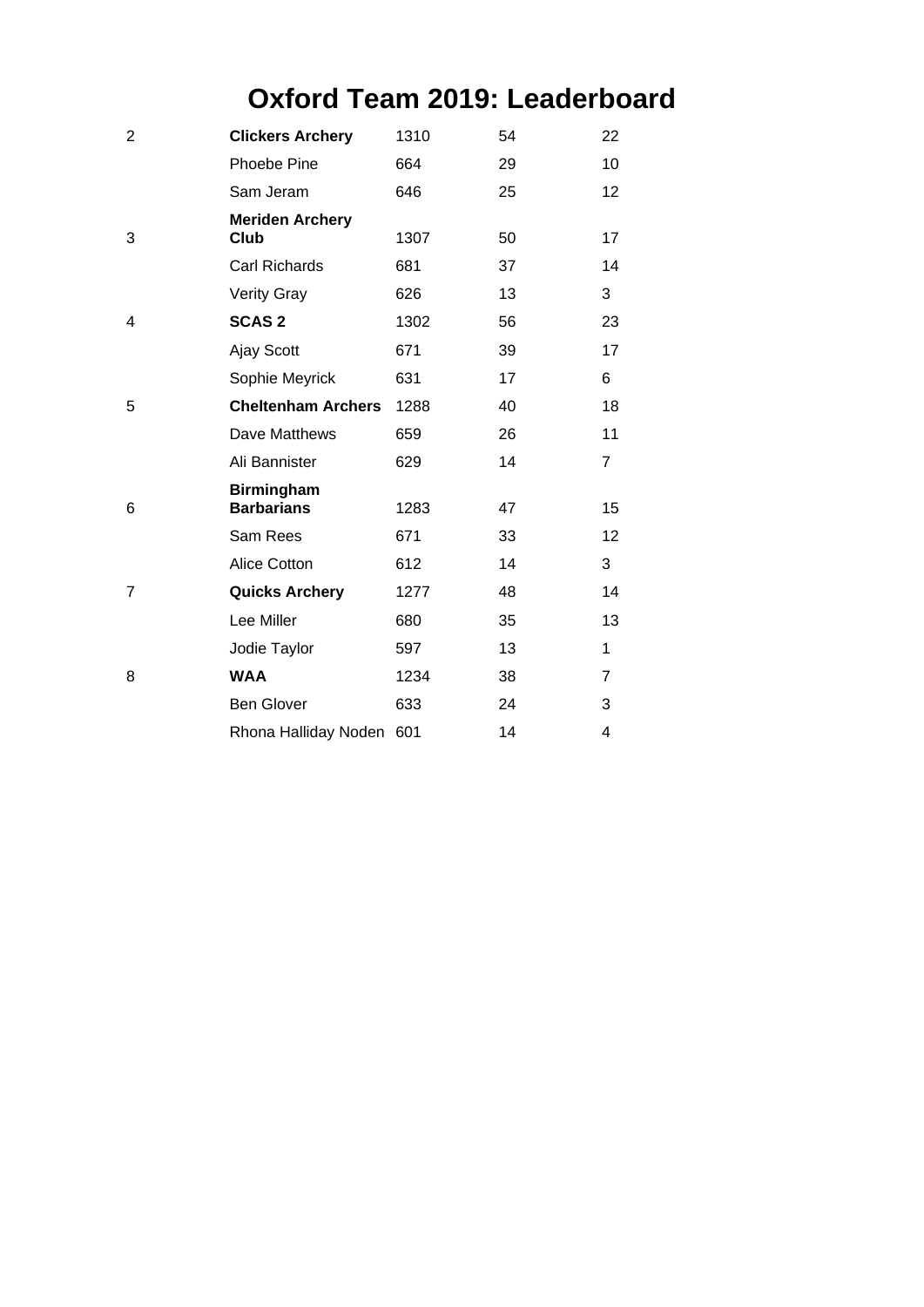# Oxford Team 2019: Leaderboard

| | | | | |
|---|---|---|---|---|
| 2 | **Clickers Archery** | 1310 | 54 | 22 |
| | Phoebe Pine | 664 | 29 | 10 |
| | Sam Jeram | 646 | 25 | 12 |
| 3 | **Meriden Archery Club** | 1307 | 50 | 17 |
| | Carl Richards | 681 | 37 | 14 |
| | Verity Gray | 626 | 13 | 3 |
| 4 | **SCAS 2** | 1302 | 56 | 23 |
| | Ajay Scott | 671 | 39 | 17 |
| | Sophie Meyrick | 631 | 17 | 6 |
| 5 | **Cheltenham Archers** | 1288 | 40 | 18 |
| | Dave Matthews | 659 | 26 | 11 |
| | Ali Bannister | 629 | 14 | 7 |
| 6 | **Birmingham Barbarians** | 1283 | 47 | 15 |
| | Sam Rees | 671 | 33 | 12 |
| | Alice Cotton | 612 | 14 | 3 |
| 7 | **Quicks Archery** | 1277 | 48 | 14 |
| | Lee Miller | 680 | 35 | 13 |
| | Jodie Taylor | 597 | 13 | 1 |
| 8 | **WAA** | 1234 | 38 | 7 |
| | Ben Glover | 633 | 24 | 3 |
| | Rhona Halliday Noden | 601 | 14 | 4 |